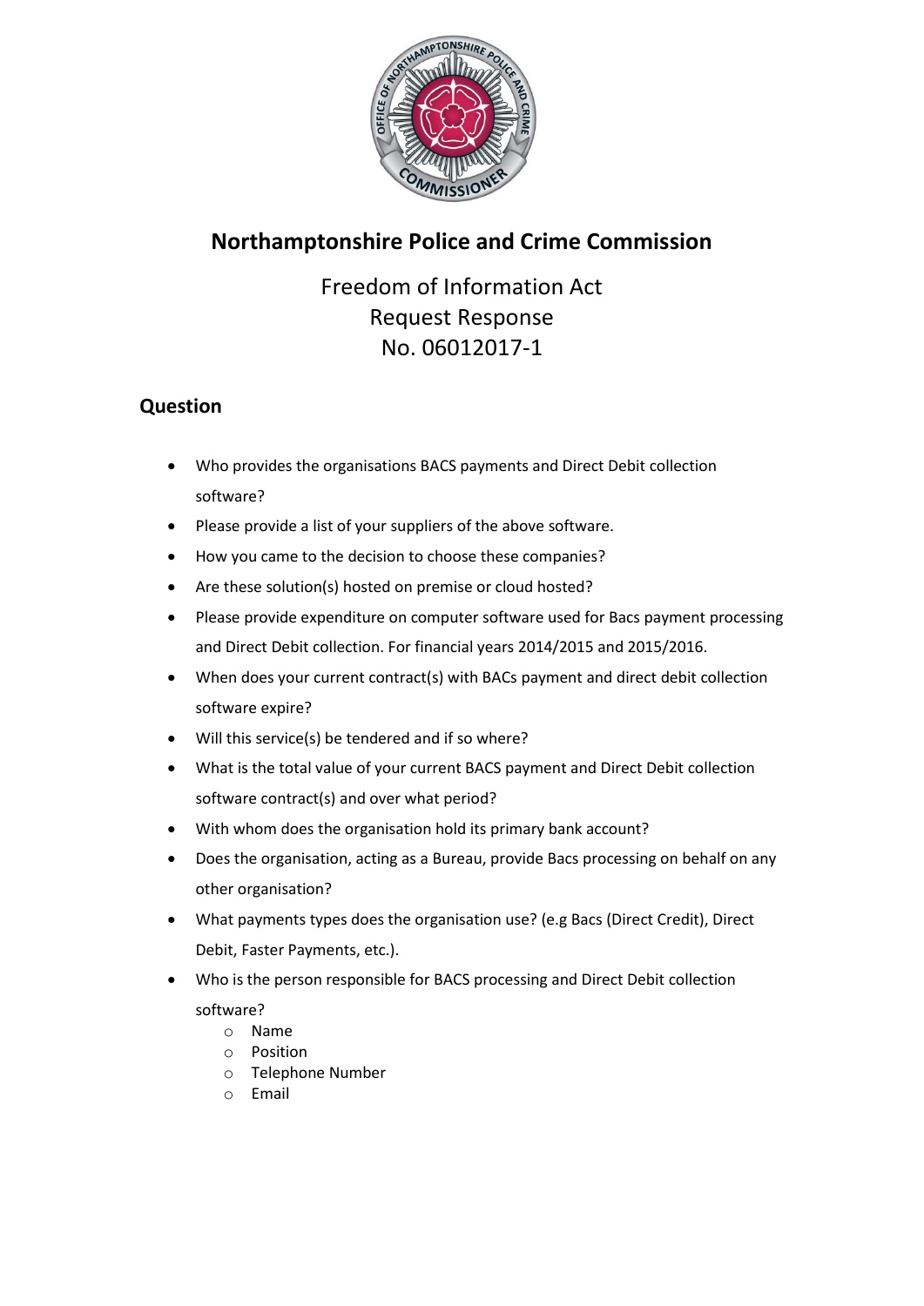# Northamptonshire Police and Crime Commission

Freedom of Information Act
Request Response
No. 06012017-1

## Question

- Who provides the organisations BACS payments and Direct Debit collection software?
- Please provide a list of your suppliers of the above software.
- How you came to the decision to choose these companies?
- Are these solution(s) hosted on premise or cloud hosted?
- Please provide expenditure on computer software used for Bacs payment processing and Direct Debit collection. For financial years 2014/2015 and 2015/2016.
- When does your current contract(s) with BACs payment and direct debit collection software expire?
- Will this service(s) be tendered and if so where?
- What is the total value of your current BACS payment and Direct Debit collection software contract(s) and over what period?
- With whom does the organisation hold its primary bank account?
- Does the organisation, acting as a Bureau, provide Bacs processing on behalf on any other organisation?
- What payments types does the organisation use? (e.g Bacs (Direct Credit), Direct Debit, Faster Payments, etc.).
- Who is the person responsible for BACS processing and Direct Debit collection software?
    - Name
    - Position
    - Telephone Number
    - Email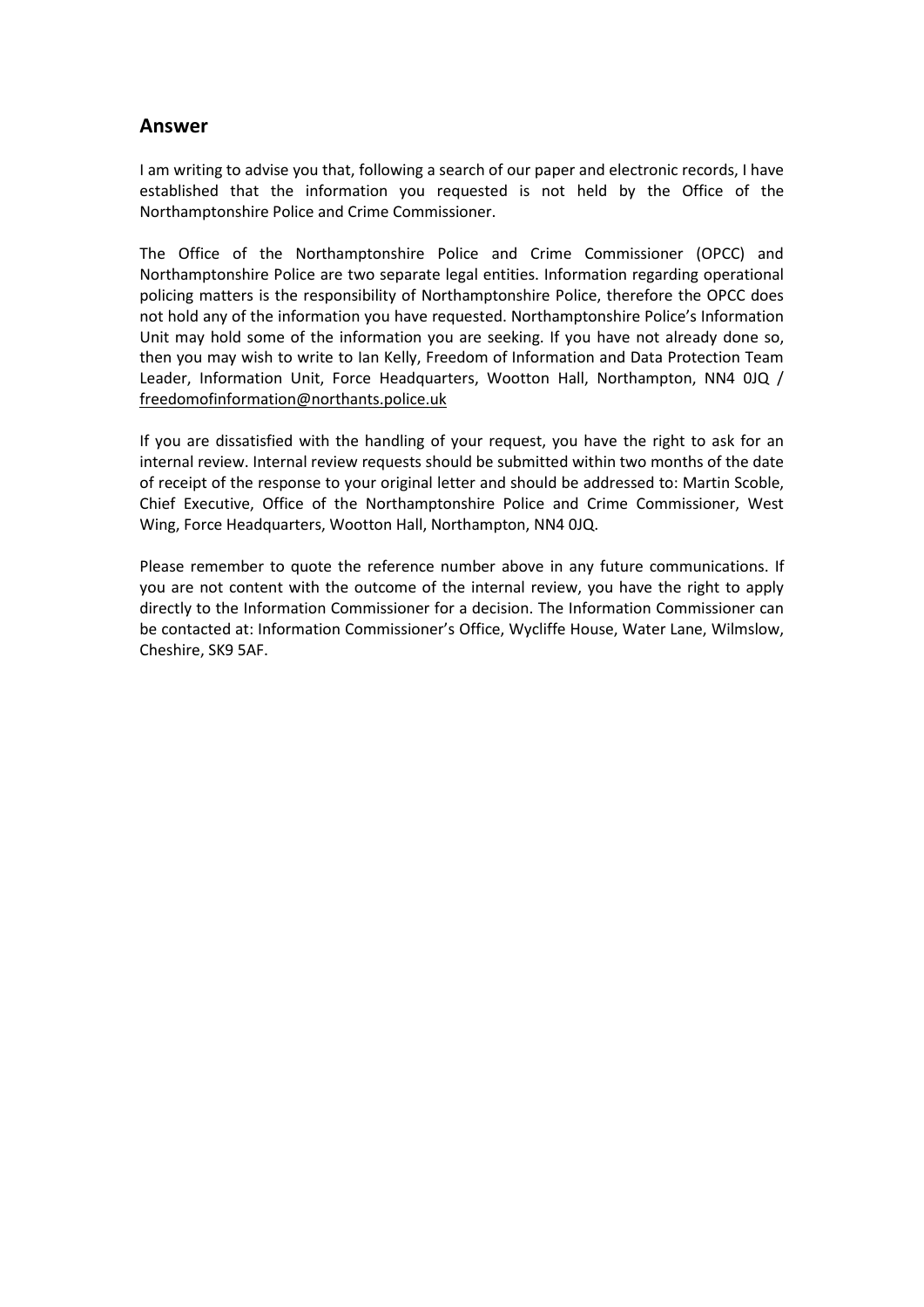## Answer

I am writing to advise you that, following a search of our paper and electronic records, I have established that the information you requested is not held by the Office of the Northamptonshire Police and Crime Commissioner.

The Office of the Northamptonshire Police and Crime Commissioner (OPCC) and Northamptonshire Police are two separate legal entities. Information regarding operational policing matters is the responsibility of Northamptonshire Police, therefore the OPCC does not hold any of the information you have requested. Northamptonshire Police's Information Unit may hold some of the information you are seeking. If you have not already done so, then you may wish to write to Ian Kelly, Freedom of Information and Data Protection Team Leader, Information Unit, Force Headquarters, Wootton Hall, Northampton, NN4 0JQ / freedomofinformation@northants.police.uk

If you are dissatisfied with the handling of your request, you have the right to ask for an internal review. Internal review requests should be submitted within two months of the date of receipt of the response to your original letter and should be addressed to: Martin Scoble, Chief Executive, Office of the Northamptonshire Police and Crime Commissioner, West Wing, Force Headquarters, Wootton Hall, Northampton, NN4 0JQ.

Please remember to quote the reference number above in any future communications. If you are not content with the outcome of the internal review, you have the right to apply directly to the Information Commissioner for a decision. The Information Commissioner can be contacted at: Information Commissioner's Office, Wycliffe House, Water Lane, Wilmslow, Cheshire, SK9 5AF.